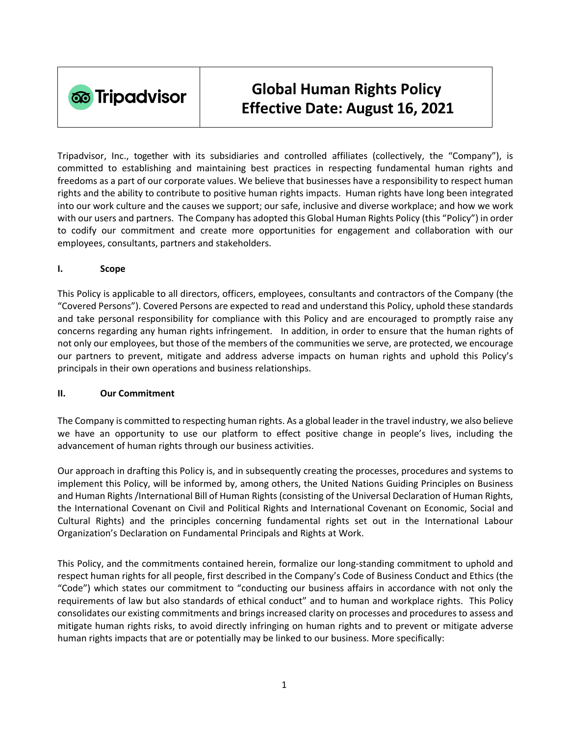Tripadvisor

# Global Human Rights Policy
# Effective Date: August 16, 2021

Tripadvisor, Inc., together with its subsidiaries and controlled affiliates (collectively, the "Company"), is committed to establishing and maintaining best practices in respecting fundamental human rights and freedoms as a part of our corporate values. We believe that businesses have a responsibility to respect human rights and the ability to contribute to positive human rights impacts. Human rights have long been integrated into our work culture and the causes we support; our safe, inclusive and diverse workplace; and how we work with our users and partners. The Company has adopted this Global Human Rights Policy (this "Policy") in order to codify our commitment and create more opportunities for engagement and collaboration with our employees, consultants, partners and stakeholders.

## I. Scope

This Policy is applicable to all directors, officers, employees, consultants and contractors of the Company (the "Covered Persons"). Covered Persons are expected to read and understand this Policy, uphold these standards and take personal responsibility for compliance with this Policy and are encouraged to promptly raise any concerns regarding any human rights infringement. In addition, in order to ensure that the human rights of not only our employees, but those of the members of the communities we serve, are protected, we encourage our partners to prevent, mitigate and address adverse impacts on human rights and uphold this Policy's principals in their own operations and business relationships.

## II. Our Commitment

The Company is committed to respecting human rights. As a global leader in the travel industry, we also believe we have an opportunity to use our platform to effect positive change in people's lives, including the advancement of human rights through our business activities.

Our approach in drafting this Policy is, and in subsequently creating the processes, procedures and systems to implement this Policy, will be informed by, among others, the United Nations Guiding Principles on Business and Human Rights /International Bill of Human Rights (consisting of the Universal Declaration of Human Rights, the International Covenant on Civil and Political Rights and International Covenant on Economic, Social and Cultural Rights) and the principles concerning fundamental rights set out in the International Labour Organization's Declaration on Fundamental Principals and Rights at Work.

This Policy, and the commitments contained herein, formalize our long-standing commitment to uphold and respect human rights for all people, first described in the Company's Code of Business Conduct and Ethics (the "Code") which states our commitment to "conducting our business affairs in accordance with not only the requirements of law but also standards of ethical conduct" and to human and workplace rights. This Policy consolidates our existing commitments and brings increased clarity on processes and procedures to assess and mitigate human rights risks, to avoid directly infringing on human rights and to prevent or mitigate adverse human rights impacts that are or potentially may be linked to our business. More specifically: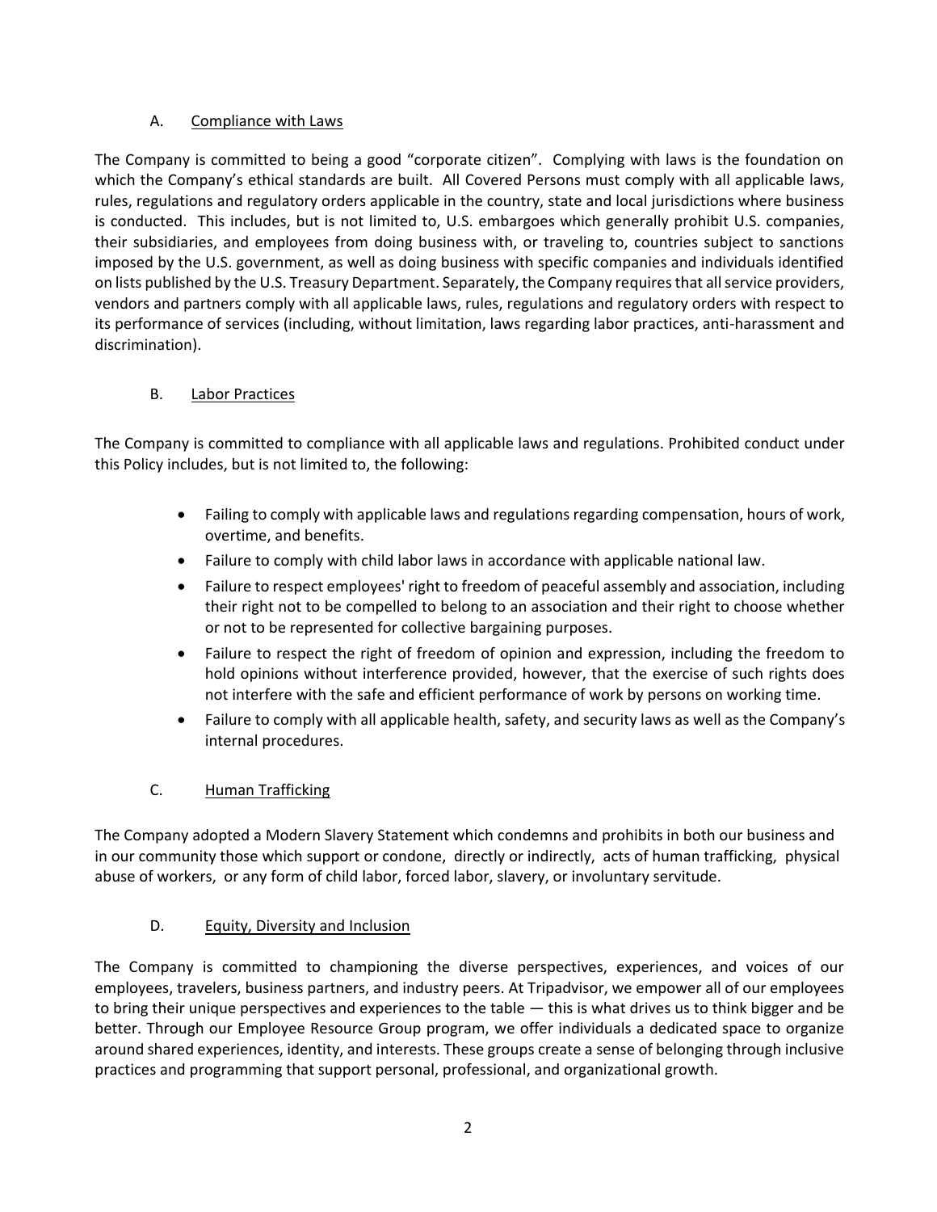### A. Compliance with Laws

The Company is committed to being a good "corporate citizen". Complying with laws is the foundation on which the Company's ethical standards are built. All Covered Persons must comply with all applicable laws, rules, regulations and regulatory orders applicable in the country, state and local jurisdictions where business is conducted. This includes, but is not limited to, U.S. embargoes which generally prohibit U.S. companies, their subsidiaries, and employees from doing business with, or traveling to, countries subject to sanctions imposed by the U.S. government, as well as doing business with specific companies and individuals identified on lists published by the U.S. Treasury Department. Separately, the Company requires that all service providers, vendors and partners comply with all applicable laws, rules, regulations and regulatory orders with respect to its performance of services (including, without limitation, laws regarding labor practices, anti-harassment and discrimination).

### B. Labor Practices

The Company is committed to compliance with all applicable laws and regulations. Prohibited conduct under this Policy includes, but is not limited to, the following:

- Failing to comply with applicable laws and regulations regarding compensation, hours of work, overtime, and benefits.
- Failure to comply with child labor laws in accordance with applicable national law.
- Failure to respect employees' right to freedom of peaceful assembly and association, including their right not to be compelled to belong to an association and their right to choose whether or not to be represented for collective bargaining purposes.
- Failure to respect the right of freedom of opinion and expression, including the freedom to hold opinions without interference provided, however, that the exercise of such rights does not interfere with the safe and efficient performance of work by persons on working time.
- Failure to comply with all applicable health, safety, and security laws as well as the Company's internal procedures.

### C. Human Trafficking

The Company adopted a Modern Slavery Statement which condemns and prohibits in both our business and in our community those which support or condone, directly or indirectly, acts of human trafficking, physical abuse of workers, or any form of child labor, forced labor, slavery, or involuntary servitude.

### D. Equity, Diversity and Inclusion

The Company is committed to championing the diverse perspectives, experiences, and voices of our employees, travelers, business partners, and industry peers. At Tripadvisor, we empower all of our employees to bring their unique perspectives and experiences to the table — this is what drives us to think bigger and be better. Through our Employee Resource Group program, we offer individuals a dedicated space to organize around shared experiences, identity, and interests. These groups create a sense of belonging through inclusive practices and programming that support personal, professional, and organizational growth.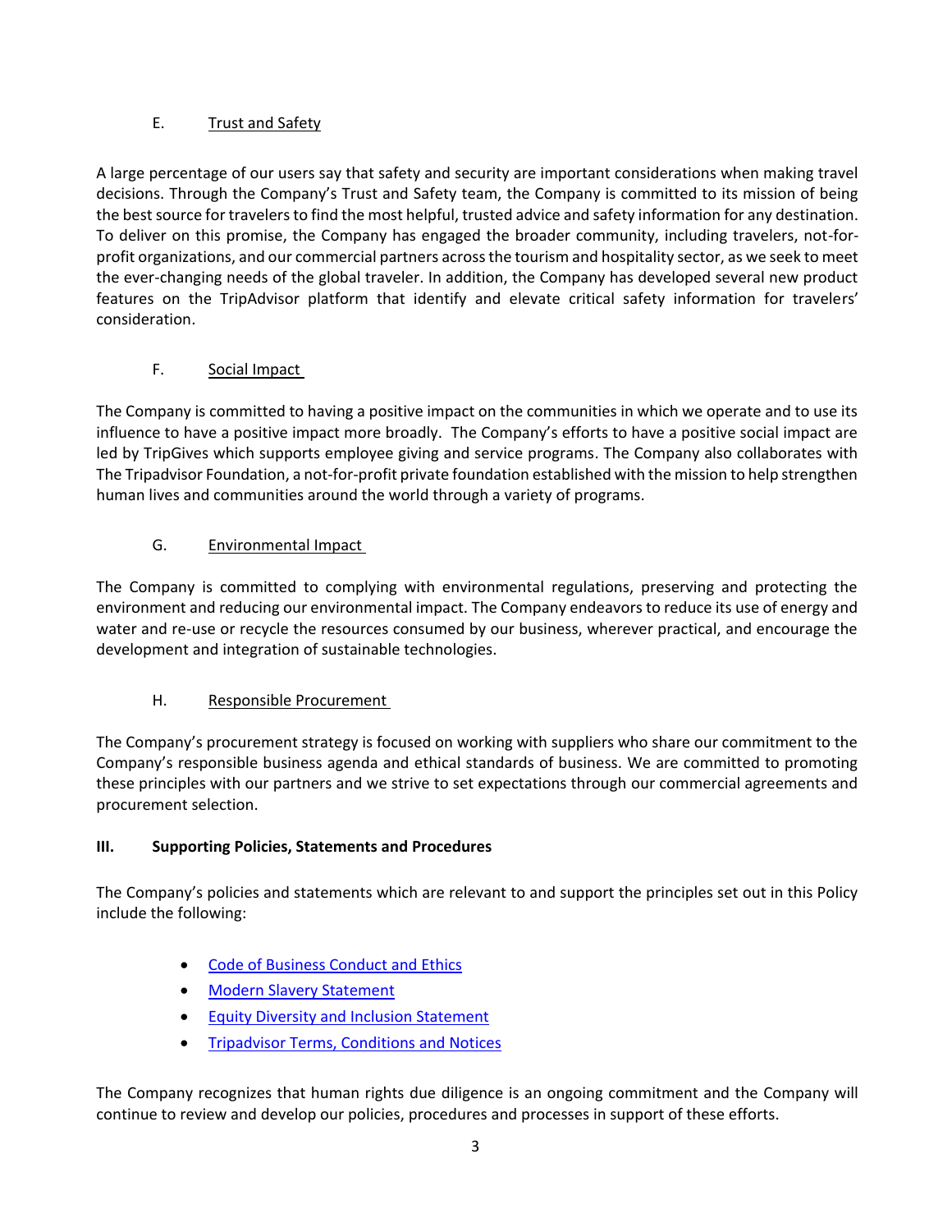### E. Trust and Safety

A large percentage of our users say that safety and security are important considerations when making travel decisions. Through the Company's Trust and Safety team, the Company is committed to its mission of being the best source for travelers to find the most helpful, trusted advice and safety information for any destination. To deliver on this promise, the Company has engaged the broader community, including travelers, not-for-profit organizations, and our commercial partners across the tourism and hospitality sector, as we seek to meet the ever-changing needs of the global traveler. In addition, the Company has developed several new product features on the TripAdvisor platform that identify and elevate critical safety information for travelers' consideration.

### F. Social Impact

The Company is committed to having a positive impact on the communities in which we operate and to use its influence to have a positive impact more broadly. The Company's efforts to have a positive social impact are led by TripGives which supports employee giving and service programs. The Company also collaborates with The Tripadvisor Foundation, a not-for-profit private foundation established with the mission to help strengthen human lives and communities around the world through a variety of programs.

### G. Environmental Impact

The Company is committed to complying with environmental regulations, preserving and protecting the environment and reducing our environmental impact. The Company endeavors to reduce its use of energy and water and re-use or recycle the resources consumed by our business, wherever practical, and encourage the development and integration of sustainable technologies.

### H. Responsible Procurement

The Company's procurement strategy is focused on working with suppliers who share our commitment to the Company's responsible business agenda and ethical standards of business. We are committed to promoting these principles with our partners and we strive to set expectations through our commercial agreements and procurement selection.

## III. Supporting Policies, Statements and Procedures

The Company's policies and statements which are relevant to and support the principles set out in this Policy include the following:

- Code of Business Conduct and Ethics
- Modern Slavery Statement
- Equity Diversity and Inclusion Statement
- Tripadvisor Terms, Conditions and Notices

The Company recognizes that human rights due diligence is an ongoing commitment and the Company will continue to review and develop our policies, procedures and processes in support of these efforts.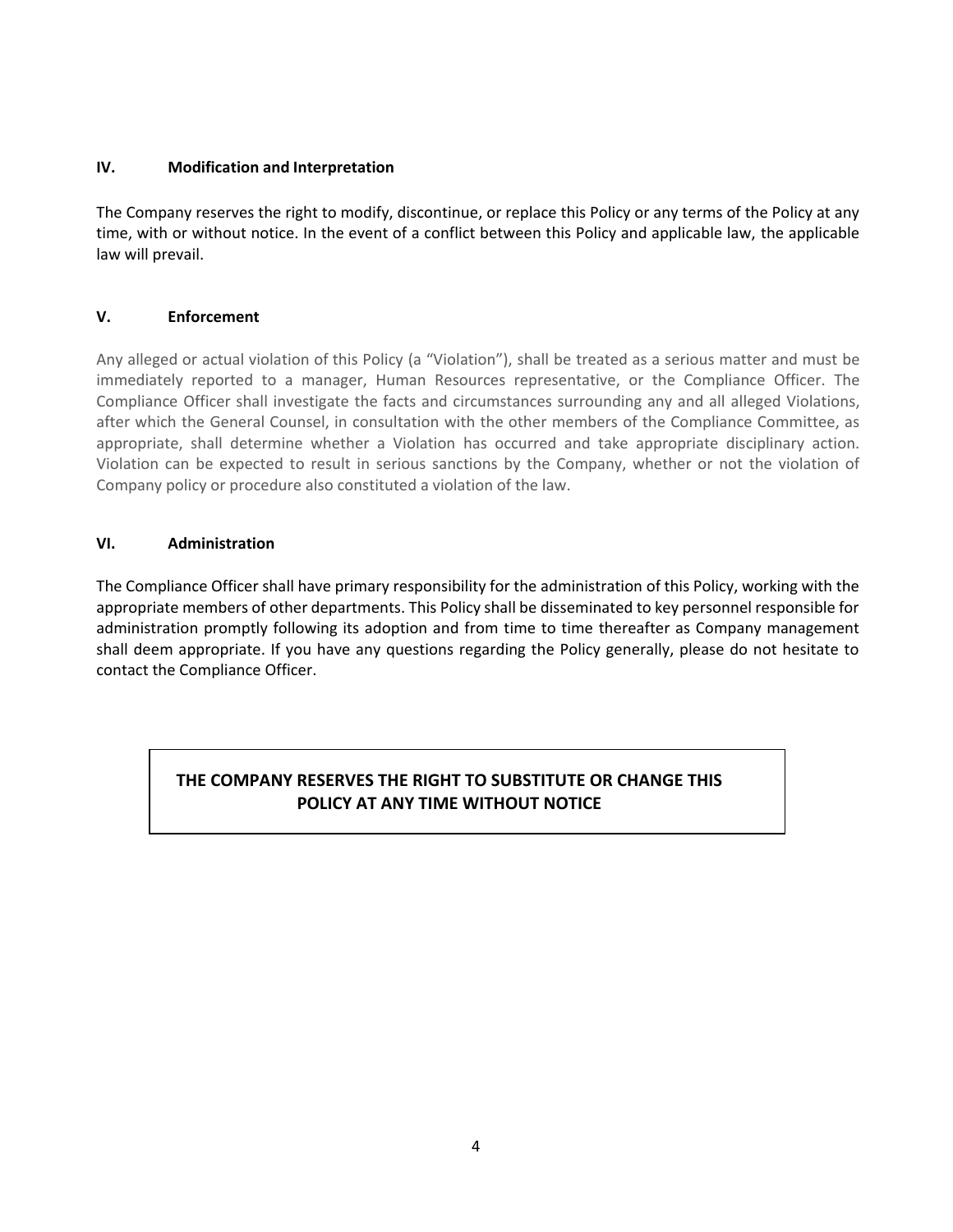## IV. Modification and Interpretation

The Company reserves the right to modify, discontinue, or replace this Policy or any terms of the Policy at any time, with or without notice. In the event of a conflict between this Policy and applicable law, the applicable law will prevail.

## V. Enforcement

Any alleged or actual violation of this Policy (a "Violation"), shall be treated as a serious matter and must be immediately reported to a manager, Human Resources representative, or the Compliance Officer. The Compliance Officer shall investigate the facts and circumstances surrounding any and all alleged Violations, after which the General Counsel, in consultation with the other members of the Compliance Committee, as appropriate, shall determine whether a Violation has occurred and take appropriate disciplinary action. Violation can be expected to result in serious sanctions by the Company, whether or not the violation of Company policy or procedure also constituted a violation of the law.

## VI. Administration

The Compliance Officer shall have primary responsibility for the administration of this Policy, working with the appropriate members of other departments. This Policy shall be disseminated to key personnel responsible for administration promptly following its adoption and from time to time thereafter as Company management shall deem appropriate. If you have any questions regarding the Policy generally, please do not hesitate to contact the Compliance Officer.

**THE COMPANY RESERVES THE RIGHT TO SUBSTITUTE OR CHANGE THIS POLICY AT ANY TIME WITHOUT NOTICE**